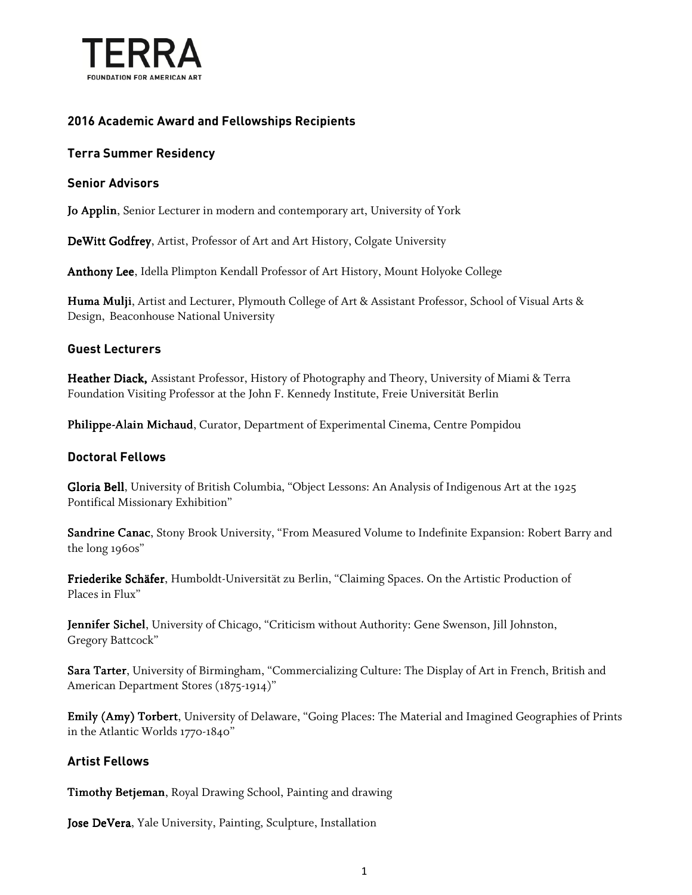# TERRA
FOUNDATION FOR AMERICAN ART

## 2016 Academic Award and Fellowships Recipients

## Terra Summer Residency

### Senior Advisors

**Jo Applin**, Senior Lecturer in modern and contemporary art, University of York

**DeWitt Godfrey**, Artist, Professor of Art and Art History, Colgate University

**Anthony Lee**, Idella Plimpton Kendall Professor of Art History, Mount Holyoke College

**Huma Mulji**, Artist and Lecturer, Plymouth College of Art & Assistant Professor, School of Visual Arts & Design, Beaconhouse National University

### Guest Lecturers

**Heather Diack,** Assistant Professor, History of Photography and Theory, University of Miami & Terra Foundation Visiting Professor at the John F. Kennedy Institute, Freie Universität Berlin

**Philippe-Alain Michaud**, Curator, Department of Experimental Cinema, Centre Pompidou

### Doctoral Fellows

**Gloria Bell**, University of British Columbia, "Object Lessons: An Analysis of Indigenous Art at the 1925 Pontifical Missionary Exhibition"

**Sandrine Canac**, Stony Brook University, "From Measured Volume to Indefinite Expansion: Robert Barry and the long 1960s"

**Friederike Schäfer**, Humboldt-Universität zu Berlin, "Claiming Spaces. On the Artistic Production of Places in Flux"

**Jennifer Sichel**, University of Chicago, "Criticism without Authority: Gene Swenson, Jill Johnston, Gregory Battcock"

**Sara Tarter**, University of Birmingham, "Commercializing Culture: The Display of Art in French, British and American Department Stores (1875-1914)"

**Emily (Amy) Torbert**, University of Delaware, "Going Places: The Material and Imagined Geographies of Prints in the Atlantic Worlds 1770-1840"

### Artist Fellows

**Timothy Betjeman**, Royal Drawing School, Painting and drawing

**Jose DeVera**, Yale University, Painting, Sculpture, Installation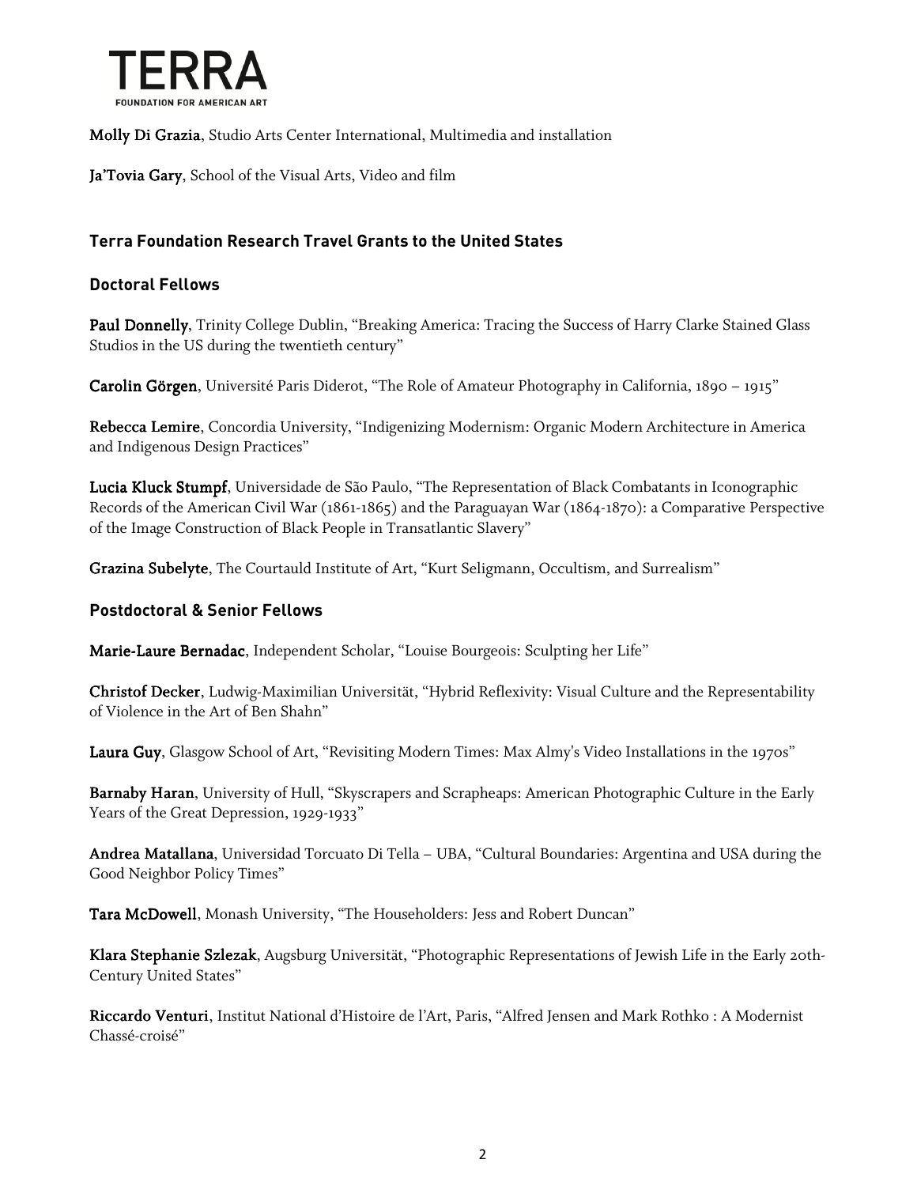**Molly Di Grazia**, Studio Arts Center International, Multimedia and installation

**Ja'Tovia Gary**, School of the Visual Arts, Video and film

## Terra Foundation Research Travel Grants to the United States

### Doctoral Fellows

**Paul Donnelly**, Trinity College Dublin, "Breaking America: Tracing the Success of Harry Clarke Stained Glass Studios in the US during the twentieth century"

**Carolin Görgen**, Université Paris Diderot, "The Role of Amateur Photography in California, 1890 – 1915"

**Rebecca Lemire**, Concordia University, "Indigenizing Modernism: Organic Modern Architecture in America and Indigenous Design Practices"

**Lucia Kluck Stumpf**, Universidade de São Paulo, "The Representation of Black Combatants in Iconographic Records of the American Civil War (1861-1865) and the Paraguayan War (1864-1870): a Comparative Perspective of the Image Construction of Black People in Transatlantic Slavery"

**Grazina Subelyte**, The Courtauld Institute of Art, "Kurt Seligmann, Occultism, and Surrealism"

### Postdoctoral & Senior Fellows

**Marie-Laure Bernadac**, Independent Scholar, "Louise Bourgeois: Sculpting her Life"

**Christof Decker**, Ludwig-Maximilian Universität, "Hybrid Reflexivity: Visual Culture and the Representability of Violence in the Art of Ben Shahn"

**Laura Guy**, Glasgow School of Art, "Revisiting Modern Times: Max Almy's Video Installations in the 1970s"

**Barnaby Haran**, University of Hull, "Skyscrapers and Scrapheaps: American Photographic Culture in the Early Years of the Great Depression, 1929-1933"

**Andrea Matallana**, Universidad Torcuato Di Tella – UBA, "Cultural Boundaries: Argentina and USA during the Good Neighbor Policy Times"

**Tara McDowell**, Monash University, "The Householders: Jess and Robert Duncan"

**Klara Stephanie Szlezak**, Augsburg Universität, "Photographic Representations of Jewish Life in the Early 20th-Century United States"

**Riccardo Venturi**, Institut National d'Histoire de l'Art, Paris, "Alfred Jensen and Mark Rothko : A Modernist Chassé-croisé"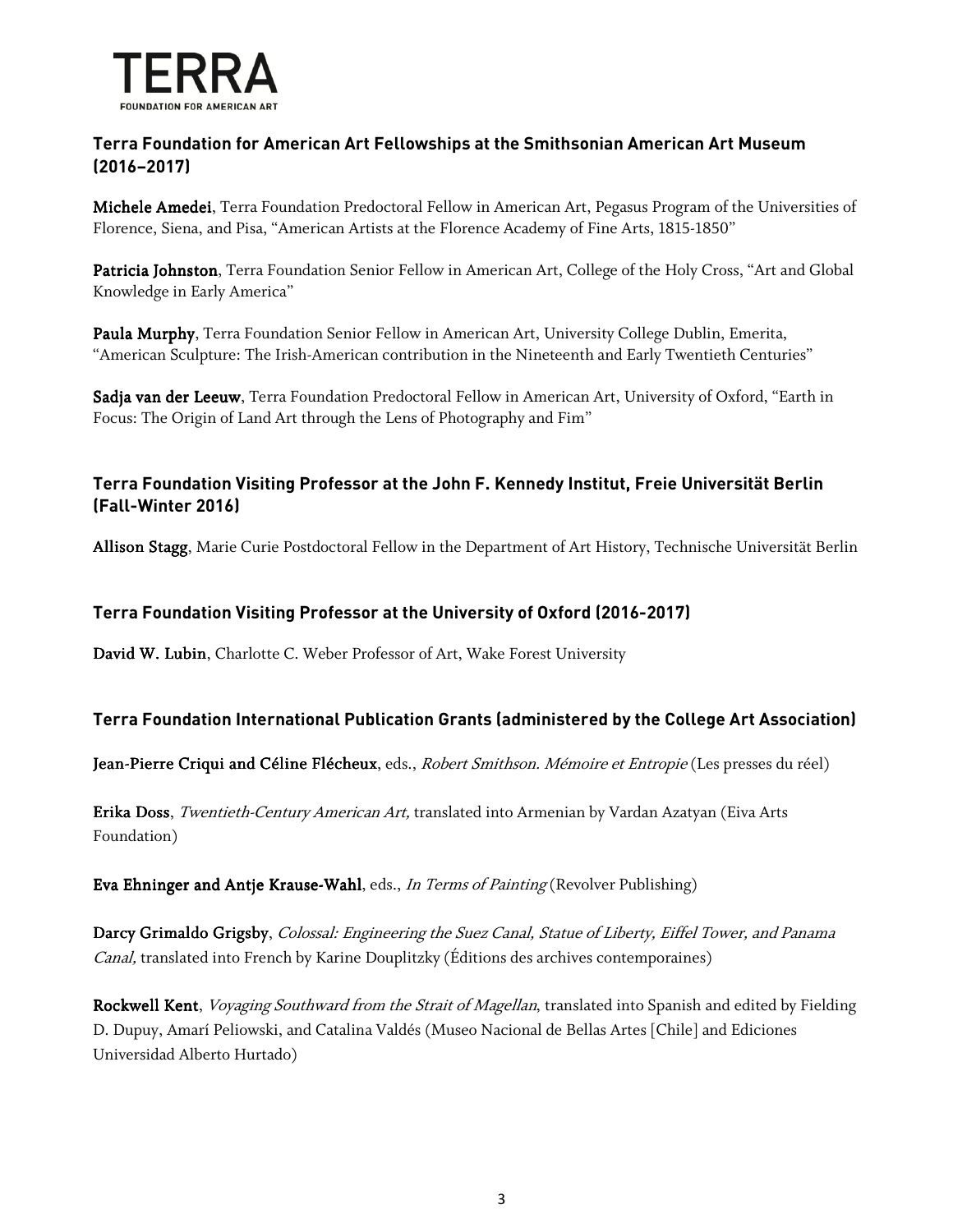### Terra Foundation for American Art Fellowships at the Smithsonian American Art Museum (2016–2017)

**Michele Amedei**, Terra Foundation Predoctoral Fellow in American Art, Pegasus Program of the Universities of Florence, Siena, and Pisa, “American Artists at the Florence Academy of Fine Arts, 1815-1850”

**Patricia Johnston**, Terra Foundation Senior Fellow in American Art, College of the Holy Cross, “Art and Global Knowledge in Early America”

**Paula Murphy**, Terra Foundation Senior Fellow in American Art, University College Dublin, Emerita, “American Sculpture: The Irish-American contribution in the Nineteenth and Early Twentieth Centuries”

**Sadja van der Leeuw**, Terra Foundation Predoctoral Fellow in American Art, University of Oxford, “Earth in Focus: The Origin of Land Art through the Lens of Photography and Fim”

### Terra Foundation Visiting Professor at the John F. Kennedy Institut, Freie Universität Berlin (Fall-Winter 2016)

**Allison Stagg**, Marie Curie Postdoctoral Fellow in the Department of Art History, Technische Universität Berlin

### Terra Foundation Visiting Professor at the University of Oxford (2016-2017)

**David W. Lubin**, Charlotte C. Weber Professor of Art, Wake Forest University

### Terra Foundation International Publication Grants (administered by the College Art Association)

**Jean-Pierre Criqui and Céline Flécheux**, eds., *Robert Smithson. Mémoire et Entropie* (Les presses du réel)

**Erika Doss**, *Twentieth-Century American Art,* translated into Armenian by Vardan Azatyan (Eiva Arts Foundation)

**Eva Ehninger and Antje Krause-Wahl**, eds., *In Terms of Painting* (Revolver Publishing)

**Darcy Grimaldo Grigsby**, *Colossal: Engineering the Suez Canal, Statue of Liberty, Eiffel Tower, and Panama Canal,* translated into French by Karine Douplitzky (Éditions des archives contemporaines)

**Rockwell Kent**, *Voyaging Southward from the Strait of Magellan*, translated into Spanish and edited by Fielding D. Dupuy, Amarí Peliowski, and Catalina Valdés (Museo Nacional de Bellas Artes [Chile] and Ediciones Universidad Alberto Hurtado)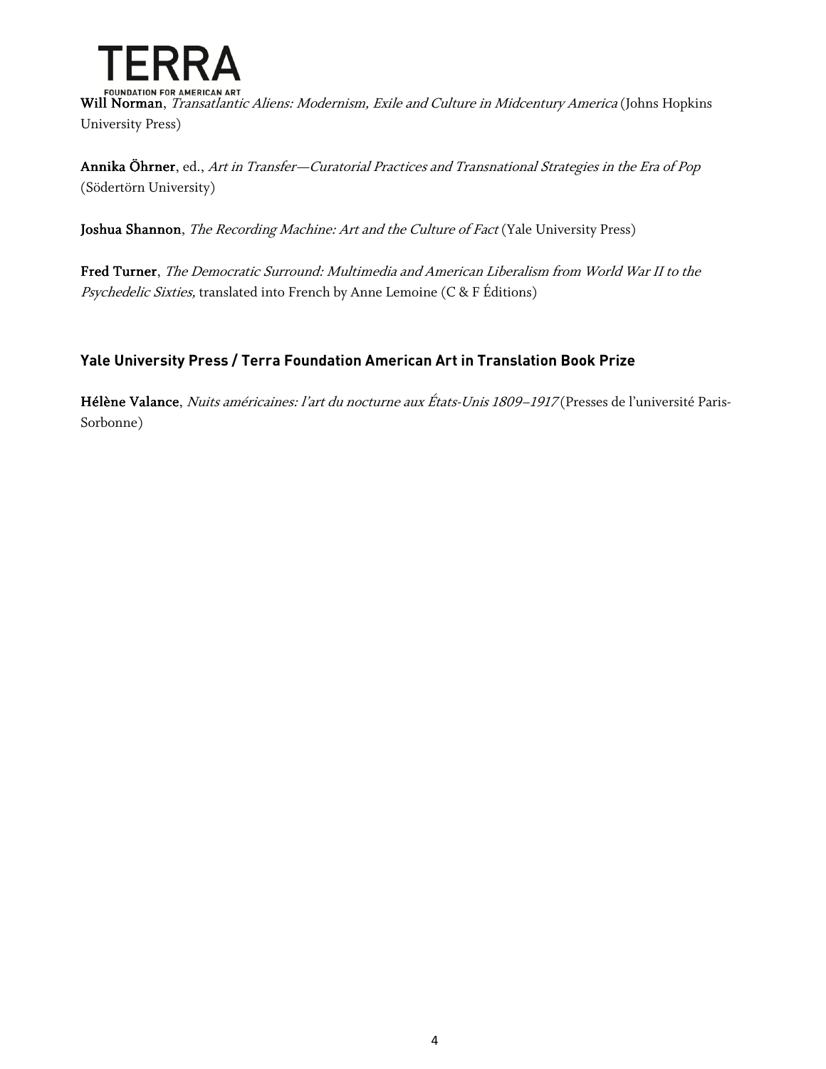**Will Norman**, *Transatlantic Aliens: Modernism, Exile and Culture in Midcentury America* (Johns Hopkins University Press)

**Annika Öhrner**, ed., *Art in Transfer—Curatorial Practices and Transnational Strategies in the Era of Pop* (Södertörn University)

**Joshua Shannon**, *The Recording Machine: Art and the Culture of Fact* (Yale University Press)

**Fred Turner**, *The Democratic Surround: Multimedia and American Liberalism from World War II to the Psychedelic Sixties,* translated into French by Anne Lemoine (C & F Éditions)

### Yale University Press / Terra Foundation American Art in Translation Book Prize

**Hélène Valance**, *Nuits américaines: l'art du nocturne aux États-Unis 1809–1917* (Presses de l'université Paris-Sorbonne)